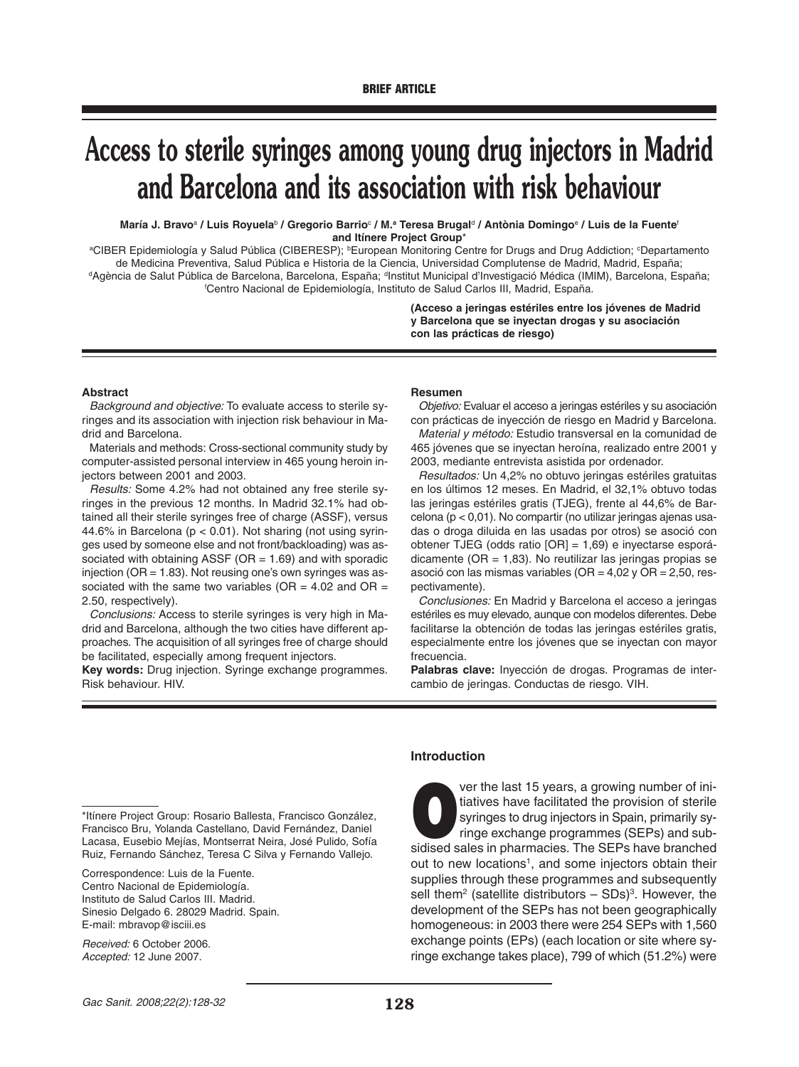**BRIEF ARTICLE**

# Access to sterile syringes among young drug injectors in Madrid and Barcelona and its association with risk behaviour

**María J. Bravo[a] / Luis Royuela[b] / Gregorio Barrio[c] / M.ª Teresa Brugal[d] / Antònia Domingo[e] / Luis de la Fuente[f] and Itínere Project Group***

[a]CIBER Epidemiología y Salud Pública (CIBERESP); [b]European Monitoring Centre for Drugs and Drug Addiction; [c]Departamento de Medicina Preventiva, Salud Pública e Historia de la Ciencia, Universidad Complutense de Madrid, Madrid, España; [d]Agència de Salut Pública de Barcelona, Barcelona, España; [d]Institut Municipal d'Investigació Médica (IMIM), Barcelona, España; [f]Centro Nacional de Epidemiología, Instituto de Salud Carlos III, Madrid, España.

**(Acceso a jeringas estériles entre los jóvenes de Madrid y Barcelona que se inyectan drogas y su asociación con las prácticas de riesgo)**

### Abstract

*Background and objective:* To evaluate access to sterile syringes and its association with injection risk behaviour in Madrid and Barcelona.

Materials and methods: Cross-sectional community study by computer-assisted personal interview in 465 young heroin injectors between 2001 and 2003.

*Results:* Some 4.2% had not obtained any free sterile syringes in the previous 12 months. In Madrid 32.1% had obtained all their sterile syringes free of charge (ASSF), versus 44.6% in Barcelona ($p < 0.01$). Not sharing (not using syringes used by someone else and not front/backloading) was associated with obtaining ASSF (OR = 1.69) and with sporadic injection (OR = 1.83). Not reusing one's own syringes was associated with the same two variables (OR = 4.02 and OR = 2.50, respectively).

*Conclusions:* Access to sterile syringes is very high in Madrid and Barcelona, although the two cities have different approaches. The acquisition of all syringes free of charge should be facilitated, especially among frequent injectors.

**Key words:** Drug injection. Syringe exchange programmes. Risk behaviour. HIV.

### Resumen

*Objetivo:* Evaluar el acceso a jeringas estériles y su asociación con prácticas de inyección de riesgo en Madrid y Barcelona.

*Material y método:* Estudio transversal en la comunidad de 465 jóvenes que se inyectan heroína, realizado entre 2001 y 2003, mediante entrevista asistida por ordenador.

*Resultados:* Un 4,2% no obtuvo jeringas estériles gratuitas en los últimos 12 meses. En Madrid, el 32,1% obtuvo todas las jeringas estériles gratis (TJEG), frente al 44,6% de Barcelona ($p < 0{,}01$). No compartir (no utilizar jeringas ajenas usadas o droga diluida en las usadas por otros) se asoció con obtener TJEG (odds ratio [OR] = 1,69) e inyectarse esporádicamente (OR = 1,83). No reutilizar las jeringas propias se asoció con las mismas variables (OR = 4,02 y OR = 2,50, respectivamente).

*Conclusiones:* En Madrid y Barcelona el acceso a jeringas estériles es muy elevado, aunque con modelos diferentes. Debe facilitarse la obtención de todas las jeringas estériles gratis, especialmente entre los jóvenes que se inyectan con mayor frecuencia.

**Palabras clave:** Inyección de drogas. Programas de intercambio de jeringas. Conductas de riesgo. VIH.

*Itínere Project Group: Rosario Ballesta, Francisco González, Francisco Bru, Yolanda Castellano, David Fernández, Daniel Lacasa, Eusebio Mejías, Montserrat Neira, José Pulido, Sofía Ruiz, Fernando Sánchez, Teresa C Silva y Fernando Vallejo.

Correspondence: Luis de la Fuente.
Centro Nacional de Epidemiología.
Instituto de Salud Carlos III. Madrid.
Sinesio Delgado 6. 28029 Madrid. Spain.
E-mail: mbravop@isciii.es

*Received:* 6 October 2006.
*Accepted:* 12 June 2007.

## Introduction

Over the last 15 years, a growing number of initiatives have facilitated the provision of sterile syringes to drug injectors in Spain, primarily syringe exchange programmes (SEPs) and subsidised sales in pharmacies. The SEPs have branched out to new locations[1], and some injectors obtain their supplies through these programmes and subsequently sell them[2] (satellite distributors – SDs)[3]. However, the development of the SEPs has not been geographically homogeneous: in 2003 there were 254 SEPs with 1,560 exchange points (EPs) (each location or site where syringe exchange takes place), 799 of which (51.2%) were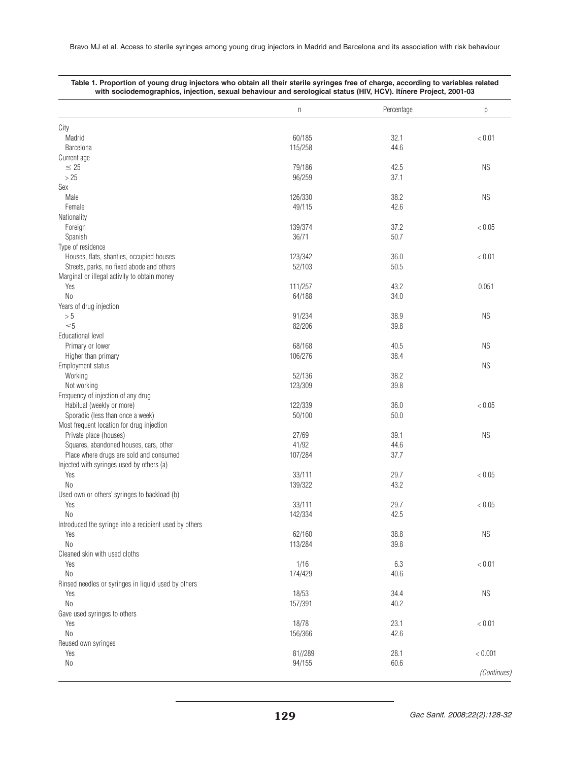**Table 1. Proportion of young drug injectors who obtain all their sterile syringes free of charge, according to variables related with sociodemographics, injection, sexual behaviour and serological status (HIV, HCV). Itínere Project, 2001-03**

| | n | Percentage | p |
|---|---|---|---|
| City | | | |
| Madrid | 60/185 | 32.1 | < 0.01 |
| Barcelona | 115/258 | 44.6 | |
| Current age | | | |
| ≤ 25 | 79/186 | 42.5 | NS |
| > 25 | 96/259 | 37.1 | |
| Sex | | | |
| Male | 126/330 | 38.2 | NS |
| Female | 49/115 | 42.6 | |
| Nationality | | | |
| Foreign | 139/374 | 37.2 | < 0.05 |
| Spanish | 36/71 | 50.7 | |
| Type of residence | | | |
| Houses, flats, shanties, occupied houses | 123/342 | 36.0 | < 0.01 |
| Streets, parks, no fixed abode and others | 52/103 | 50.5 | |
| Marginal or illegal activity to obtain money | | | |
| Yes | 111/257 | 43.2 | 0.051 |
| No | 64/188 | 34.0 | |
| Years of drug injection | | | |
| > 5 | 91/234 | 38.9 | NS |
| ≤5 | 82/206 | 39.8 | |
| Educational level | | | |
| Primary or lower | 68/168 | 40.5 | NS |
| Higher than primary | 106/276 | 38.4 | |
| Employment status | | | NS |
| Working | 52/136 | 38.2 | |
| Not working | 123/309 | 39.8 | |
| Frequency of injection of any drug | | | |
| Habitual (weekly or more) | 122/339 | 36.0 | < 0.05 |
| Sporadic (less than once a week) | 50/100 | 50.0 | |
| Most frequent location for drug injection | | | |
| Private place (houses) | 27/69 | 39.1 | NS |
| Squares, abandoned houses, cars, other | 41/92 | 44.6 | |
| Place where drugs are sold and consumed | 107/284 | 37.7 | |
| Injected with syringes used by others (a) | | | |
| Yes | 33/111 | 29.7 | < 0.05 |
| No | 139/322 | 43.2 | |
| Used own or others' syringes to backload (b) | | | |
| Yes | 33/111 | 29.7 | < 0.05 |
| No | 142/334 | 42.5 | |
| Introduced the syringe into a recipient used by others | | | |
| Yes | 62/160 | 38.8 | NS |
| No | 113/284 | 39.8 | |
| Cleaned skin with used cloths | | | |
| Yes | 1/16 | 6.3 | < 0.01 |
| No | 174/429 | 40.6 | |
| Rinsed needles or syringes in liquid used by others | | | |
| Yes | 18/53 | 34.4 | NS |
| No | 157/391 | 40.2 | |
| Gave used syringes to others | | | |
| Yes | 18/78 | 23.1 | < 0.01 |
| No | 156/366 | 42.6 | |
| Reused own syringes | | | |
| Yes | 81//289 | 28.1 | < 0.001 |
| No | 94/155 | 60.6 | |

*(Continues)*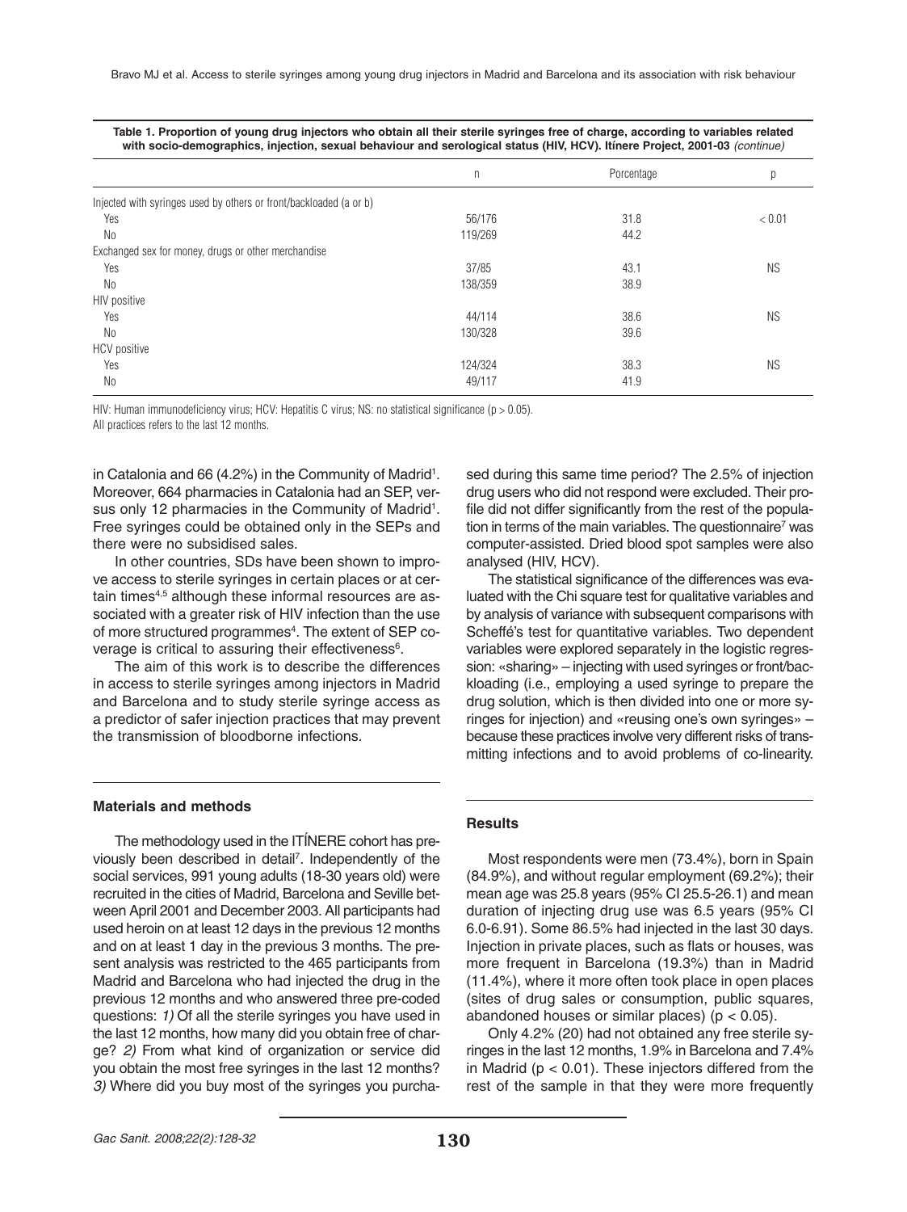**Table 1. Proportion of young drug injectors who obtain all their sterile syringes free of charge, according to variables related with socio-demographics, injection, sexual behaviour and serological status (HIV, HCV). Itínere Project, 2001-03** *(continue)*

| | n | Porcentage | p |
|---|---|---|---|
| Injected with syringes used by others or front/backloaded (a or b) | | | |
| Yes | 56/176 | 31.8 | < 0.01 |
| No | 119/269 | 44.2 | |
| Exchanged sex for money, drugs or other merchandise | | | |
| Yes | 37/85 | 43.1 | NS |
| No | 138/359 | 38.9 | |
| HIV positive | | | |
| Yes | 44/114 | 38.6 | NS |
| No | 130/328 | 39.6 | |
| HCV positive | | | |
| Yes | 124/324 | 38.3 | NS |
| No | 49/117 | 41.9 | |

HIV: Human immunodeficiency virus; HCV: Hepatitis C virus; NS: no statistical significance ($p > 0.05$).
All practices refers to the last 12 months.

in Catalonia and 66 (4.2%) in the Community of Madrid[1]. Moreover, 664 pharmacies in Catalonia had an SEP, versus only 12 pharmacies in the Community of Madrid[1]. Free syringes could be obtained only in the SEPs and there were no subsidised sales.

In other countries, SDs have been shown to improve access to sterile syringes in certain places or at certain times[4,5] although these informal resources are associated with a greater risk of HIV infection than the use of more structured programmes[4]. The extent of SEP coverage is critical to assuring their effectiveness[6].

The aim of this work is to describe the differences in access to sterile syringes among injectors in Madrid and Barcelona and to study sterile syringe access as a predictor of safer injection practices that may prevent the transmission of bloodborne infections.

## Materials and methods

The methodology used in the ITÍNERE cohort has previously been described in detail[7]. Independently of the social services, 991 young adults (18-30 years old) were recruited in the cities of Madrid, Barcelona and Seville between April 2001 and December 2003. All participants had used heroin on at least 12 days in the previous 12 months and on at least 1 day in the previous 3 months. The present analysis was restricted to the 465 participants from Madrid and Barcelona who had injected the drug in the previous 12 months and who answered three pre-coded questions: *1)* Of all the sterile syringes you have used in the last 12 months, how many did you obtain free of charge? *2)* From what kind of organization or service did you obtain the most free syringes in the last 12 months? *3)* Where did you buy most of the syringes you purchased during this same time period? The 2.5% of injection drug users who did not respond were excluded. Their profile did not differ significantly from the rest of the population in terms of the main variables. The questionnaire[7] was computer-assisted. Dried blood spot samples were also analysed (HIV, HCV).

The statistical significance of the differences was evaluated with the Chi square test for qualitative variables and by analysis of variance with subsequent comparisons with Scheffé's test for quantitative variables. Two dependent variables were explored separately in the logistic regression: «sharing» – injecting with used syringes or front/backloading (i.e., employing a used syringe to prepare the drug solution, which is then divided into one or more syringes for injection) and «reusing one's own syringes» – because these practices involve very different risks of transmitting infections and to avoid problems of co-linearity.

## Results

Most respondents were men (73.4%), born in Spain (84.9%), and without regular employment (69.2%); their mean age was 25.8 years (95% CI 25.5-26.1) and mean duration of injecting drug use was 6.5 years (95% CI 6.0-6.91). Some 86.5% had injected in the last 30 days. Injection in private places, such as flats or houses, was more frequent in Barcelona (19.3%) than in Madrid (11.4%), where it more often took place in open places (sites of drug sales or consumption, public squares, abandoned houses or similar places) ($p < 0.05$).

Only 4.2% (20) had not obtained any free sterile syringes in the last 12 months, 1.9% in Barcelona and 7.4% in Madrid ($p < 0.01$). These injectors differed from the rest of the sample in that they were more frequently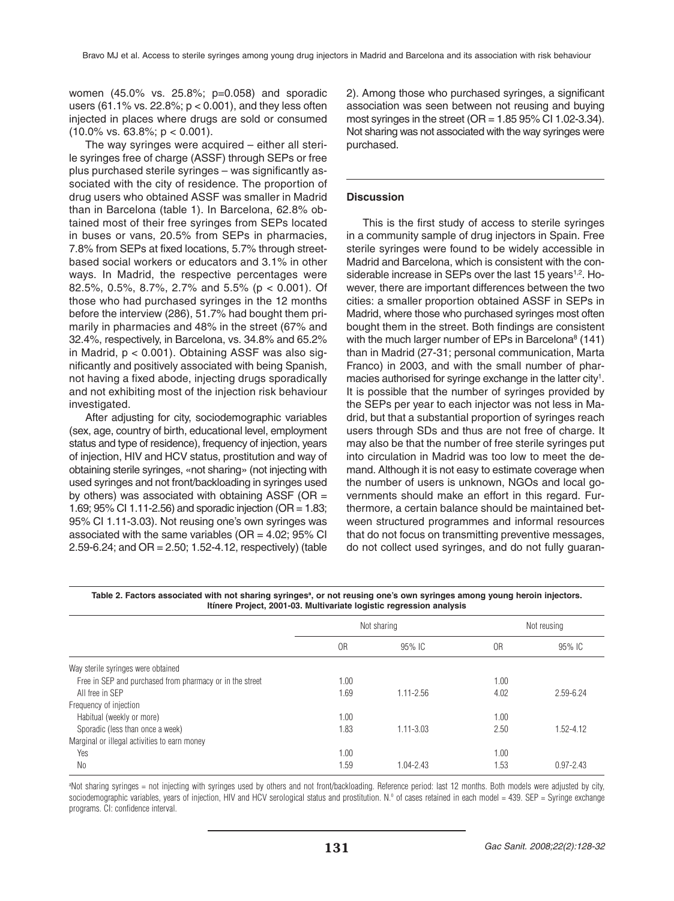women (45.0% vs. 25.8%; p=0.058) and sporadic users (61.1% vs. 22.8%; $p < 0.001$), and they less often injected in places where drugs are sold or consumed (10.0% vs. 63.8%; $p < 0.001$).

The way syringes were acquired – either all sterile syringes free of charge (ASSF) through SEPs or free plus purchased sterile syringes – was significantly associated with the city of residence. The proportion of drug users who obtained ASSF was smaller in Madrid than in Barcelona (table 1). In Barcelona, 62.8% obtained most of their free syringes from SEPs located in buses or vans, 20.5% from SEPs in pharmacies, 7.8% from SEPs at fixed locations, 5.7% through street-based social workers or educators and 3.1% in other ways. In Madrid, the respective percentages were 82.5%, 0.5%, 8.7%, 2.7% and 5.5% ($p < 0.001$). Of those who had purchased syringes in the 12 months before the interview (286), 51.7% had bought them primarily in pharmacies and 48% in the street (67% and 32.4%, respectively, in Barcelona, vs. 34.8% and 65.2% in Madrid, $p < 0.001$). Obtaining ASSF was also significantly and positively associated with being Spanish, not having a fixed abode, injecting drugs sporadically and not exhibiting most of the injection risk behaviour investigated.

After adjusting for city, sociodemographic variables (sex, age, country of birth, educational level, employment status and type of residence), frequency of injection, years of injection, HIV and HCV status, prostitution and way of obtaining sterile syringes, «not sharing» (not injecting with used syringes and not front/backloading in syringes used by others) was associated with obtaining ASSF (OR = 1.69; 95% CI 1.11-2.56) and sporadic injection (OR = 1.83; 95% CI 1.11-3.03). Not reusing one's own syringes was associated with the same variables (OR = 4.02; 95% CI 2.59-6.24; and OR = 2.50; 1.52-4.12, respectively) (table 2). Among those who purchased syringes, a significant association was seen between not reusing and buying most syringes in the street (OR = 1.85 95% CI 1.02-3.34). Not sharing was not associated with the way syringes were purchased.

## Discussion

This is the first study of access to sterile syringes in a community sample of drug injectors in Spain. Free sterile syringes were found to be widely accessible in Madrid and Barcelona, which is consistent with the considerable increase in SEPs over the last 15 years[1,2]. However, there are important differences between the two cities: a smaller proportion obtained ASSF in SEPs in Madrid, where those who purchased syringes most often bought them in the street. Both findings are consistent with the much larger number of EPs in Barcelona[8] (141) than in Madrid (27-31; personal communication, Marta Franco) in 2003, and with the small number of pharmacies authorised for syringe exchange in the latter city[1]. It is possible that the number of syringes provided by the SEPs per year to each injector was not less in Madrid, but that a substantial proportion of syringes reach users through SDs and thus are not free of charge. It may also be that the number of free sterile syringes put into circulation in Madrid was too low to meet the demand. Although it is not easy to estimate coverage when the number of users is unknown, NGOs and local governments should make an effort in this regard. Furthermore, a certain balance should be maintained between structured programmes and informal resources that do not focus on transmitting preventive messages, do not collect used syringes, and do not fully guaran-

**Table 2. Factors associated with not sharing syringes[a], or not reusing one's own syringes among young heroin injectors. Itínere Project, 2001-03. Multivariate logistic regression analysis**

| | Not sharing | | Not reusing | |
|---|---|---|---|---|
| | OR | 95% IC | OR | 95% IC |
| Way sterile syringes were obtained | | | | |
| Free in SEP and purchased from pharmacy or in the street | 1.00 | | 1.00 | |
| All free in SEP | 1.69 | 1.11-2.56 | 4.02 | 2.59-6.24 |
| Frequency of injection | | | | |
| Habitual (weekly or more) | 1.00 | | 1.00 | |
| Sporadic (less than once a week) | 1.83 | 1.11-3.03 | 2.50 | 1.52-4.12 |
| Marginal or illegal activities to earn money | | | | |
| Yes | 1.00 | | 1.00 | |
| No | 1.59 | 1.04-2.43 | 1.53 | 0.97-2.43 |

[a]Not sharing syringes = not injecting with syringes used by others and not front/backloading. Reference period: last 12 months. Both models were adjusted by city, sociodemographic variables, years of injection, HIV and HCV serological status and prostitution. N.º of cases retained in each model = 439. SEP = Syringe exchange programs. CI: confidence interval.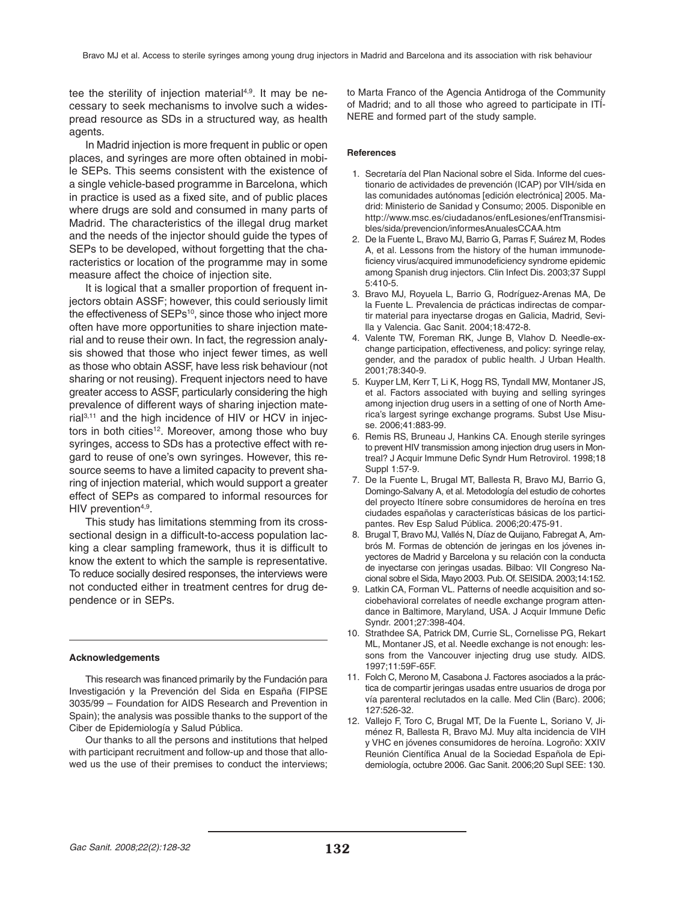tee the sterility of injection material[4,9]. It may be necessary to seek mechanisms to involve such a widespread resource as SDs in a structured way, as health agents.

In Madrid injection is more frequent in public or open places, and syringes are more often obtained in mobile SEPs. This seems consistent with the existence of a single vehicle-based programme in Barcelona, which in practice is used as a fixed site, and of public places where drugs are sold and consumed in many parts of Madrid. The characteristics of the illegal drug market and the needs of the injector should guide the types of SEPs to be developed, without forgetting that the characteristics or location of the programme may in some measure affect the choice of injection site.

It is logical that a smaller proportion of frequent injectors obtain ASSF; however, this could seriously limit the effectiveness of SEPs[10], since those who inject more often have more opportunities to share injection material and to reuse their own. In fact, the regression analysis showed that those who inject fewer times, as well as those who obtain ASSF, have less risk behaviour (not sharing or not reusing). Frequent injectors need to have greater access to ASSF, particularly considering the high prevalence of different ways of sharing injection material[3,11] and the high incidence of HIV or HCV in injectors in both cities[12]. Moreover, among those who buy syringes, access to SDs has a protective effect with regard to reuse of one's own syringes. However, this resource seems to have a limited capacity to prevent sharing of injection material, which would support a greater effect of SEPs as compared to informal resources for HIV prevention[4,9].

This study has limitations stemming from its cross-sectional design in a difficult-to-access population lacking a clear sampling framework, thus it is difficult to know the extent to which the sample is representative. To reduce socially desired responses, the interviews were not conducted either in treatment centres for drug dependence or in SEPs.

#### Acknowledgements

This research was financed primarily by the Fundación para Investigación y la Prevención del Sida en España (FIPSE 3035/99 – Foundation for AIDS Research and Prevention in Spain); the analysis was possible thanks to the support of the Ciber de Epidemiología y Salud Pública.

Our thanks to all the persons and institutions that helped with participant recruitment and follow-up and those that allowed us the use of their premises to conduct the interviews; to Marta Franco of the Agencia Antidroga of the Community of Madrid; and to all those who agreed to participate in ITÍNERE and formed part of the study sample.

#### References

1. Secretaría del Plan Nacional sobre el Sida. Informe del cuestionario de actividades de prevención (ICAP) por VIH/sida en las comunidades autónomas [edición electrónica] 2005. Madrid: Ministerio de Sanidad y Consumo; 2005. Disponible en http://www.msc.es/ciudadanos/enfLesiones/enfTransmisibles/sida/prevencion/informesAnualesCCAA.htm
2. De la Fuente L, Bravo MJ, Barrio G, Parras F, Suárez M, Rodes A, et al. Lessons from the history of the human immunodeficiency virus/acquired immunodeficiency syndrome epidemic among Spanish drug injectors. Clin Infect Dis. 2003;37 Suppl 5:410-5.
3. Bravo MJ, Royuela L, Barrio G, Rodríguez-Arenas MA, De la Fuente L. Prevalencia de prácticas indirectas de compartir material para inyectarse drogas en Galicia, Madrid, Sevilla y Valencia. Gac Sanit. 2004;18:472-8.
4. Valente TW, Foreman RK, Junge B, Vlahov D. Needle-exchange participation, effectiveness, and policy: syringe relay, gender, and the paradox of public health. J Urban Health. 2001;78:340-9.
5. Kuyper LM, Kerr T, Li K, Hogg RS, Tyndall MW, Montaner JS, et al. Factors associated with buying and selling syringes among injection drug users in a setting of one of North America's largest syringe exchange programs. Subst Use Misuse. 2006;41:883-99.
6. Remis RS, Bruneau J, Hankins CA. Enough sterile syringes to prevent HIV transmission among injection drug users in Montreal? J Acquir Immune Defic Syndr Hum Retrovirol. 1998;18 Suppl 1:57-9.
7. De la Fuente L, Brugal MT, Ballesta R, Bravo MJ, Barrio G, Domingo-Salvany A, et al. Metodología del estudio de cohortes del proyecto Itínere sobre consumidores de heroína en tres ciudades españolas y características básicas de los participantes. Rev Esp Salud Pública. 2006;20:475-91.
8. Brugal T, Bravo MJ, Vallés N, Díaz de Quijano, Fabregat A, Ambrós M. Formas de obtención de jeringas en los jóvenes inyectores de Madrid y Barcelona y su relación con la conducta de inyectarse con jeringas usadas. Bilbao: VII Congreso Nacional sobre el Sida, Mayo 2003. Pub. Of. SEISIDA. 2003;14:152.
9. Latkin CA, Forman VL. Patterns of needle acquisition and sociobehavioral correlates of needle exchange program attendance in Baltimore, Maryland, USA. J Acquir Immune Defic Syndr. 2001;27:398-404.
10. Strathdee SA, Patrick DM, Currie SL, Cornelisse PG, Rekart ML, Montaner JS, et al. Needle exchange is not enough: lessons from the Vancouver injecting drug use study. AIDS. 1997;11:59F-65F.
11. Folch C, Merono M, Casabona J. Factores asociados a la práctica de compartir jeringas usadas entre usuarios de droga por vía parenteral reclutados en la calle. Med Clin (Barc). 2006; 127:526-32.
12. Vallejo F, Toro C, Brugal MT, De la Fuente L, Soriano V, Jiménez R, Ballesta R, Bravo MJ. Muy alta incidencia de VIH y VHC en jóvenes consumidores de heroína. Logroño: XXIV Reunión Científica Anual de la Sociedad Española de Epidemiología, octubre 2006. Gac Sanit. 2006;20 Supl SEE: 130.